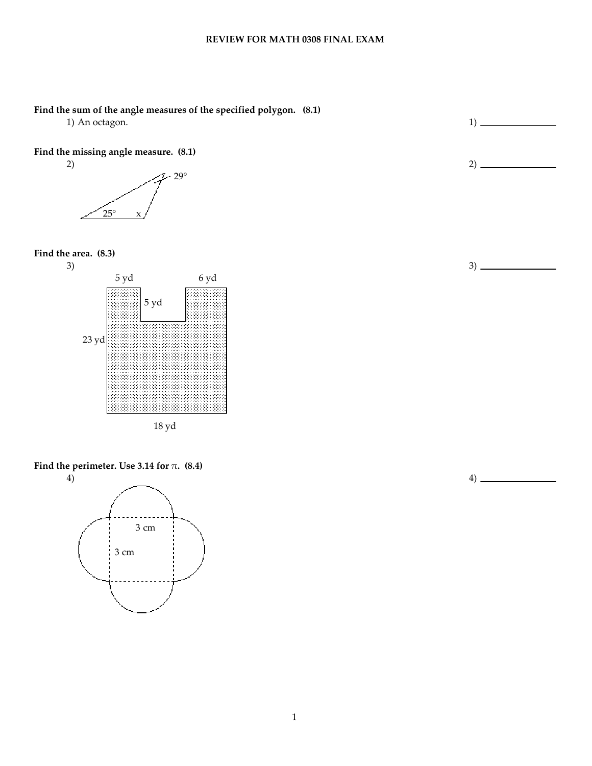# REVIEW FOR MATH 0308 FINAL EXAM

**Find the sum of the angle measures of the specified polygon. (8.1)**

1) An octagon. 1) ________

**Find the missing angle measure. (8.1)**

2) 2) ________

29°

25° x

**Find the area. (8.3)**

3) 3) ________

5 yd 6 yd

5 yd

23 yd

18 yd

**Find the perimeter. Use 3.14 for $\pi$. (8.4)**

4) 4) ________

3 cm

3 cm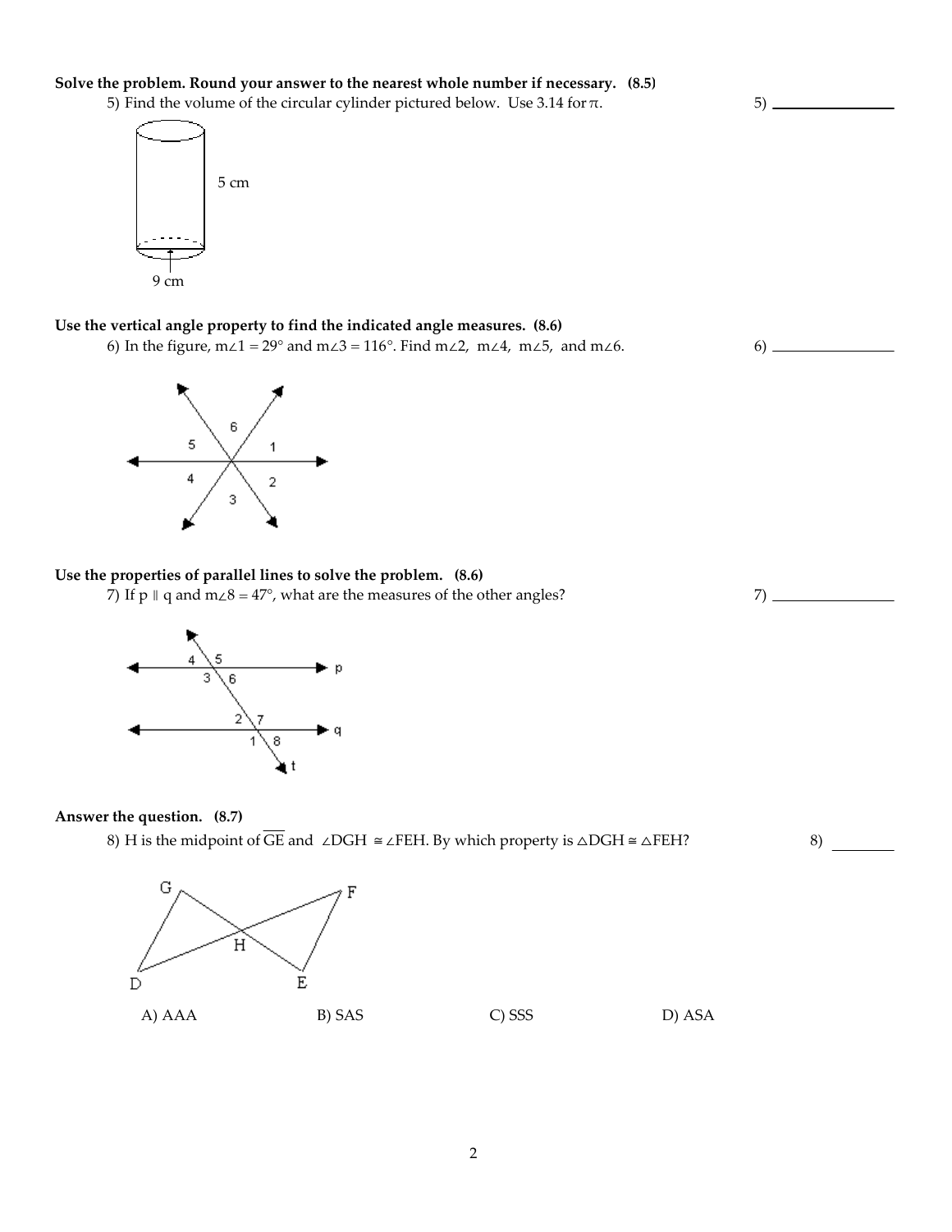**Solve the problem. Round your answer to the nearest whole number if necessary. (8.5)**

5) Find the volume of the circular cylinder pictured below. Use 3.14 for $\pi$.

5) ______________

5 cm

9 cm

**Use the vertical angle property to find the indicated angle measures. (8.6)**

6) In the figure, $m\angle 1 = 29°$ and $m\angle 3 = 116°$. Find $m\angle 2$, $m\angle 4$, $m\angle 5$, and $m\angle 6$.

6) ______________

**Use the properties of parallel lines to solve the problem. (8.6)**

7) If $p \parallel q$ and $m\angle 8 = 47°$, what are the measures of the other angles?

7) ______________

**Answer the question. (8.7)**

8) H is the midpoint of $\overline{GE}$ and $\angle DGH \cong \angle FEH$. By which property is $\triangle DGH \cong \triangle FEH$?

8) ________

A) AAA

B) SAS

C) SSS

D) ASA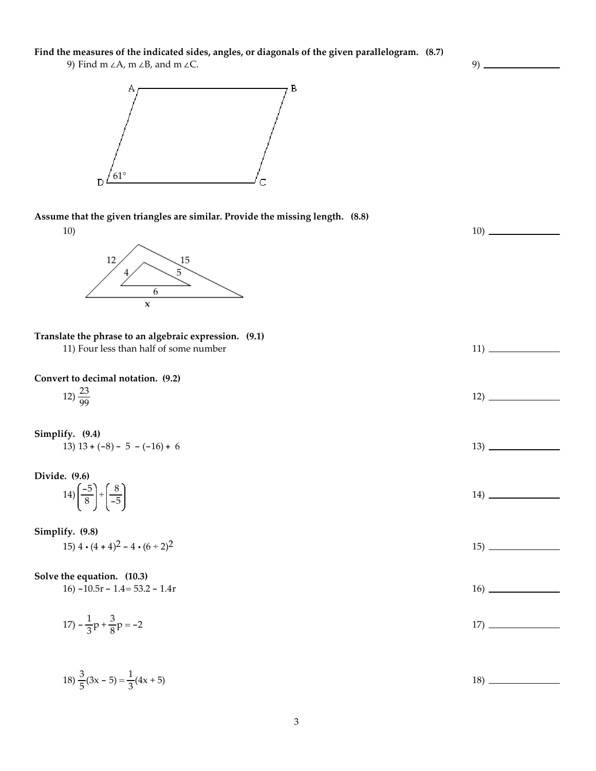**Find the measures of the indicated sides, angles, or diagonals of the given parallelogram. (8.7)**

9) Find m ∠A, m ∠B, and m ∠C. 9) ____________

A B
D 61° C

**Assume that the given triangles are similar. Provide the missing length. (8.8)**

10) 10) ____________

12 15
4 5
6
x

**Translate the phrase to an algebraic expression. (9.1)**

11) Four less than half of some number 11) ____________

**Convert to decimal notation. (9.2)**

12) $\frac{23}{99}$ 12) ____________

**Simplify. (9.4)**

13) $13 + (-8) - 5 - (-16) + 6$ 13) ____________

**Divide. (9.6)**

14) $\left(\frac{-5}{8}\right) \div \left(\frac{8}{-5}\right)$ 14) ____________

**Simplify. (9.8)**

15) $4 \cdot (4 + 4)^2 - 4 \cdot (6 \div 2)^2$ 15) ____________

**Solve the equation. (10.3)**

16) $-10.5r - 1.4 = 53.2 - 1.4r$ 16) ____________

17) $-\frac{1}{3}p + \frac{3}{8}p = -2$ 17) ____________

18) $\frac{3}{5}(3x - 5) = \frac{1}{3}(4x + 5)$ 18) ____________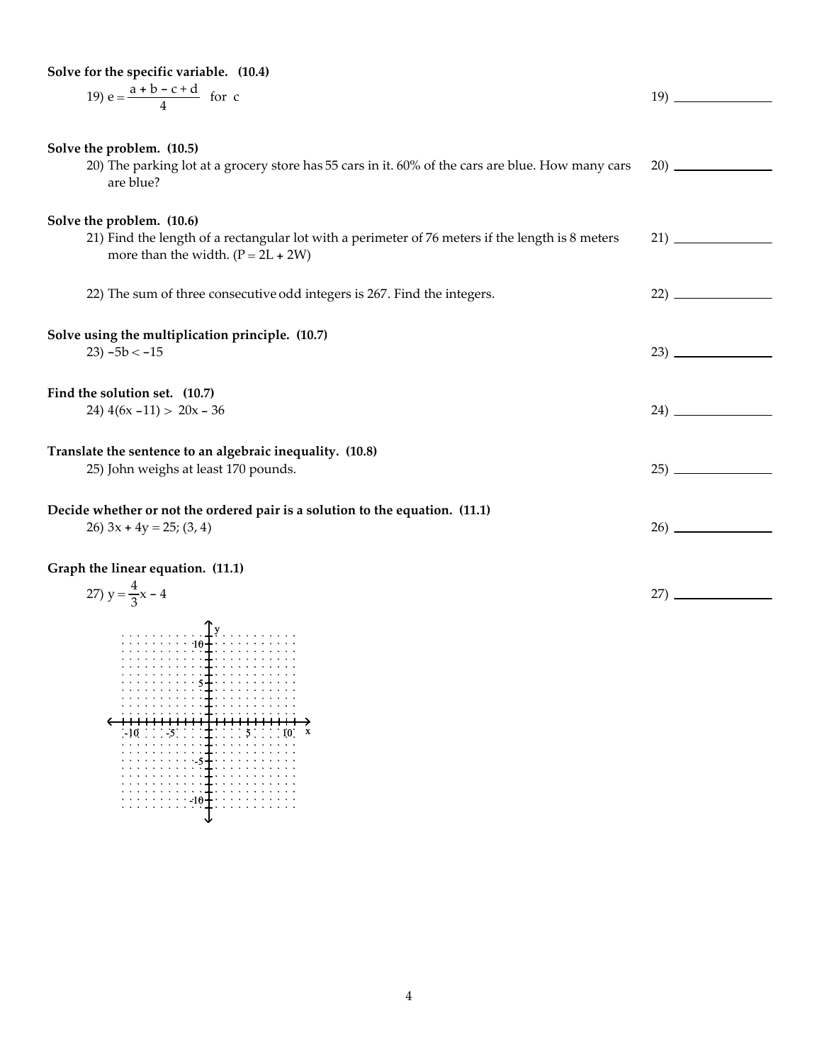**Solve for the specific variable. (10.4)**

19) $e = \dfrac{a + b - c + d}{4}$ for c

19) ______________

**Solve the problem. (10.5)**

20) The parking lot at a grocery store has 55 cars in it. 60% of the cars are blue. How many cars are blue?

20) ______________

**Solve the problem. (10.6)**

21) Find the length of a rectangular lot with a perimeter of 76 meters if the length is 8 meters more than the width. ($P = 2L + 2W$)

21) ______________

22) The sum of three consecutive odd integers is 267. Find the integers.

22) ______________

**Solve using the multiplication principle. (10.7)**

23) $-5b < -15$

23) ______________

**Find the solution set. (10.7)**

24) $4(6x - 11) > 20x - 36$

24) ______________

**Translate the sentence to an algebraic inequality. (10.8)**

25) John weighs at least 170 pounds.

25) ______________

**Decide whether or not the ordered pair is a solution to the equation. (11.1)**

26) $3x + 4y = 25$; $(3, 4)$

26) ______________

**Graph the linear equation. (11.1)**

27) $y = \dfrac{4}{3}x - 4$

27) ______________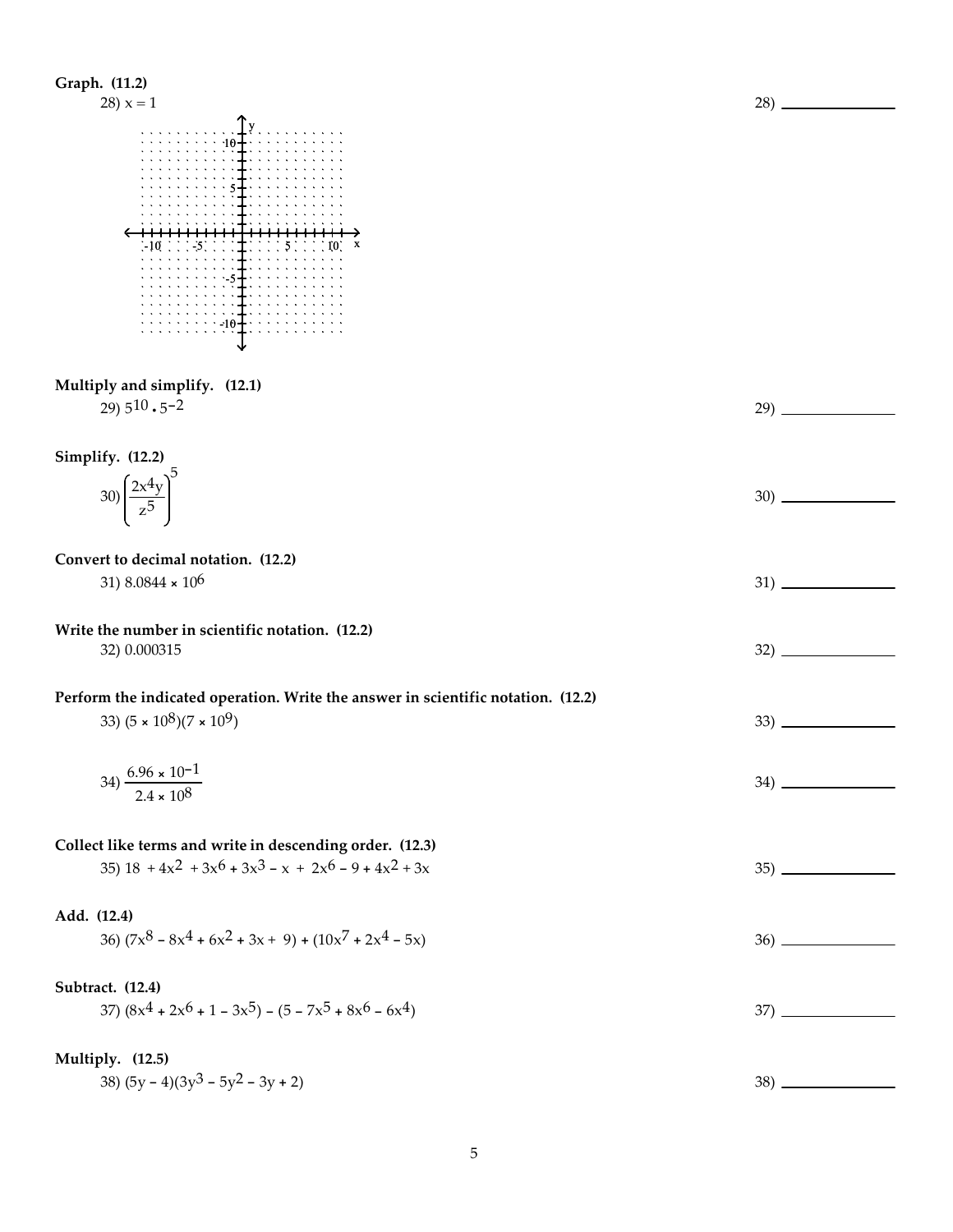**Graph. (11.2)**

28) $x = 1$ 28) ______________

**Multiply and simplify. (12.1)**

29) $5^{10} \cdot 5^{-2}$ 29) ______________

**Simplify. (12.2)**

30) $\left(\dfrac{2x^4y}{z^5}\right)^5$ 30) ______________

**Convert to decimal notation. (12.2)**

31) $8.0844 \times 10^6$ 31) ______________

**Write the number in scientific notation. (12.2)**

32) 0.000315 32) ______________

**Perform the indicated operation. Write the answer in scientific notation. (12.2)**

33) $(5 \times 10^8)(7 \times 10^9)$ 33) ______________

34) $\dfrac{6.96 \times 10^{-1}}{2.4 \times 10^8}$ 34) ______________

**Collect like terms and write in descending order. (12.3)**

35) $18 + 4x^2 + 3x^6 + 3x^3 - x + 2x^6 - 9 + 4x^2 + 3x$ 35) ______________

**Add. (12.4)**

36) $(7x^8 - 8x^4 + 6x^2 + 3x + 9) + (10x^7 + 2x^4 - 5x)$ 36) ______________

**Subtract. (12.4)**

37) $(8x^4 + 2x^6 + 1 - 3x^5) - (5 - 7x^5 + 8x^6 - 6x^4)$ 37) ______________

**Multiply. (12.5)**

38) $(5y - 4)(3y^3 - 5y^2 - 3y + 2)$ 38) ______________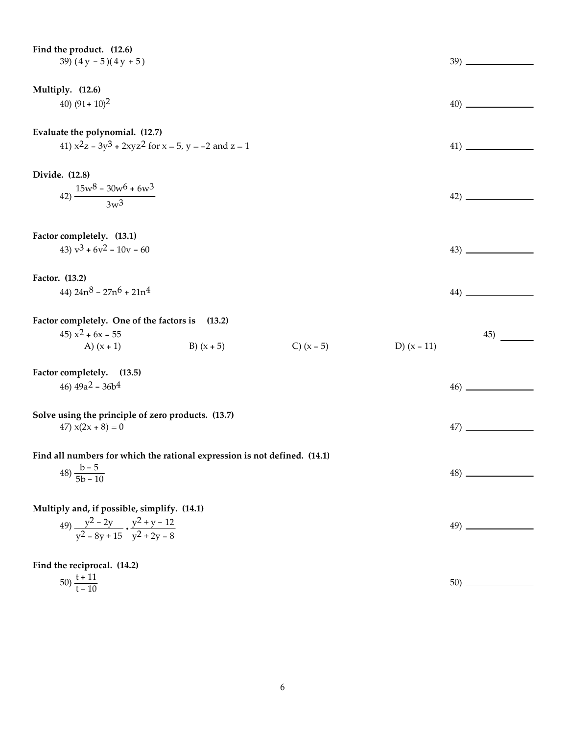**Find the product. (12.6)**

39) $(4y - 5)(4y + 5)$ 39) ______________

**Multiply. (12.6)**

40) $(9t + 10)^2$ 40) ______________

**Evaluate the polynomial. (12.7)**

41) $x^2z - 3y^3 + 2xyz^2$ for $x = 5$, $y = -2$ and $z = 1$ 41) ______________

**Divide. (12.8)**

42) $\dfrac{15w^8 - 30w^6 + 6w^3}{3w^3}$ 42) ______________

**Factor completely. (13.1)**

43) $v^3 + 6v^2 - 10v - 60$ 43) ______________

**Factor. (13.2)**

44) $24n^8 - 27n^6 + 21n^4$ 44) ______________

**Factor completely. One of the factors is (13.2)**

45) $x^2 + 6x - 55$ 45) _______

A) $(x + 1)$  B) $(x + 5)$  C) $(x - 5)$  D) $(x - 11)$

**Factor completely. (13.5)**

46) $49a^2 - 36b^4$ 46) ______________

**Solve using the principle of zero products. (13.7)**

47) $x(2x + 8) = 0$ 47) ______________

**Find all numbers for which the rational expression is not defined. (14.1)**

48) $\dfrac{b - 5}{5b - 10}$ 48) ______________

**Multiply and, if possible, simplify. (14.1)**

49) $\dfrac{y^2 - 2y}{y^2 - 8y + 15} \cdot \dfrac{y^2 + y - 12}{y^2 + 2y - 8}$ 49) ______________

**Find the reciprocal. (14.2)**

50) $\dfrac{t + 11}{t - 10}$ 50) ______________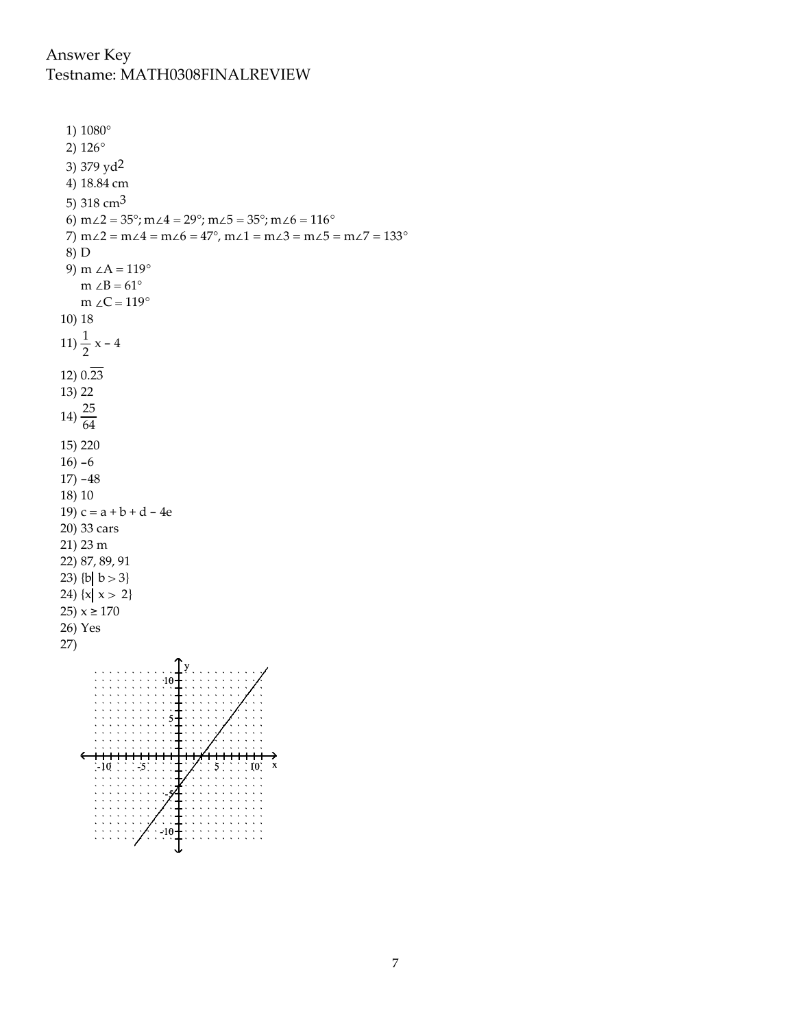Answer Key
Testname: MATH0308FINALREVIEW

1) $1080°$
2) $126°$
3) 379 $yd^2$
4) 18.84 cm
5) 318 $cm^3$
6) $m\angle 2 = 35°$; $m\angle 4 = 29°$; $m\angle 5 = 35°$; $m\angle 6 = 116°$
7) $m\angle 2 = m\angle 4 = m\angle 6 = 47°$, $m\angle 1 = m\angle 3 = m\angle 5 = m\angle 7 = 133°$
8) D
9) $m\ \angle A = 119°$
   $m\ \angle B = 61°$
   $m\ \angle C = 119°$
10) 18
11) $\frac{1}{2}x - 4$
12) $0.\overline{23}$
13) 22
14) $\frac{25}{64}$
15) 220
16) $-6$
17) $-48$
18) 10
19) $c = a + b + d - 4e$
20) 33 cars
21) 23 m
22) 87, 89, 91
23) $\{b \mid b > 3\}$
24) $\{x \mid x > 2\}$
25) $x \geq 170$
26) Yes
27)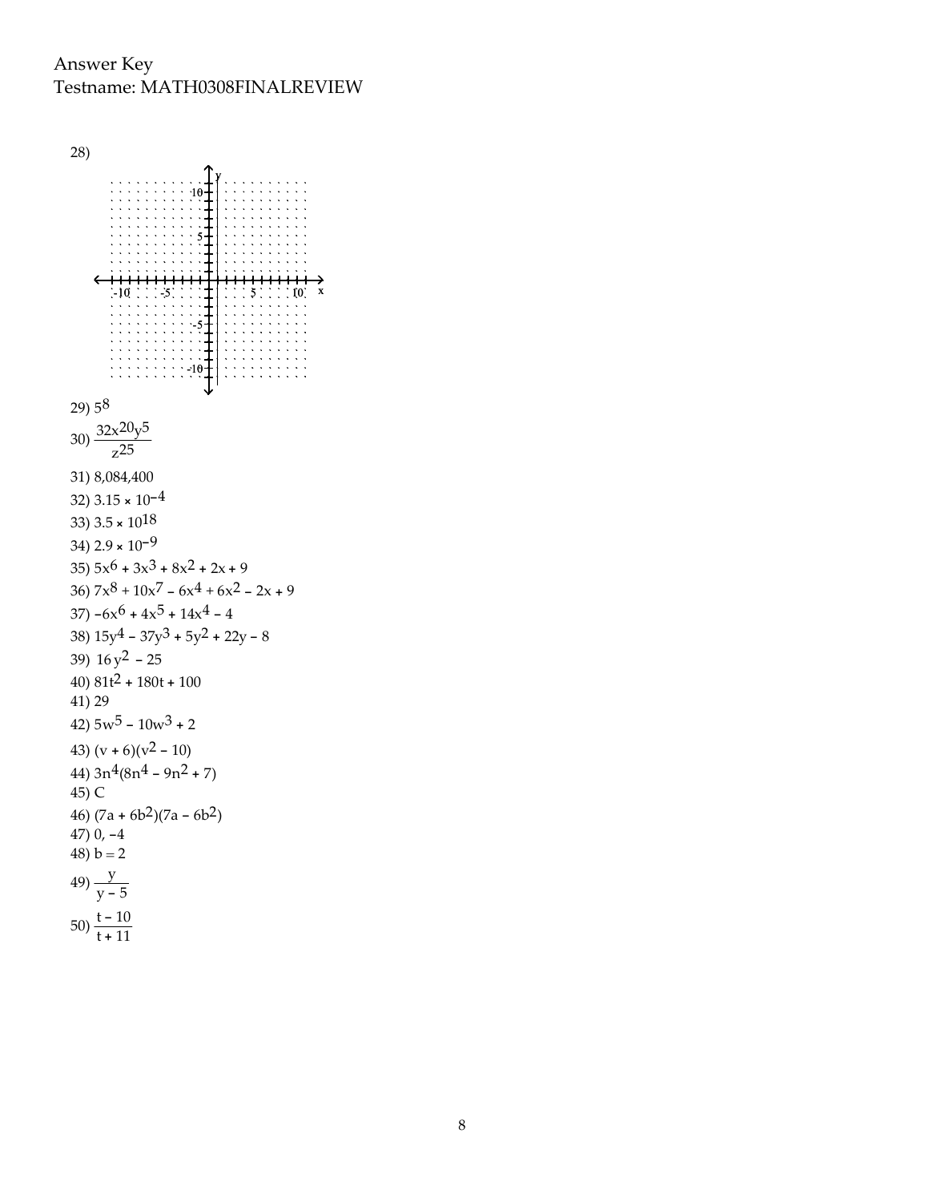Answer Key
Testname: MATH0308FINALREVIEW

28)

y
10
5
-10
-5
5
10
x
-5
-10

29) $5^8$

30) $\dfrac{32x^{20}y^5}{z^{25}}$

31) 8,084,400

32) $3.15 \times 10^{-4}$

33) $3.5 \times 10^{18}$

34) $2.9 \times 10^{-9}$

35) $5x^6 + 3x^3 + 8x^2 + 2x + 9$

36) $7x^8 + 10x^7 - 6x^4 + 6x^2 - 2x + 9$

37) $-6x^6 + 4x^5 + 14x^4 - 4$

38) $15y^4 - 37y^3 + 5y^2 + 22y - 8$

39) $16y^2 - 25$

40) $81t^2 + 180t + 100$

41) 29

42) $5w^5 - 10w^3 + 2$

43) $(v + 6)(v^2 - 10)$

44) $3n^4(8n^4 - 9n^2 + 7)$

45) C

46) $(7a + 6b^2)(7a - 6b^2)$

47) 0, −4

48) $b = 2$

49) $\dfrac{y}{y - 5}$

50) $\dfrac{t - 10}{t + 11}$